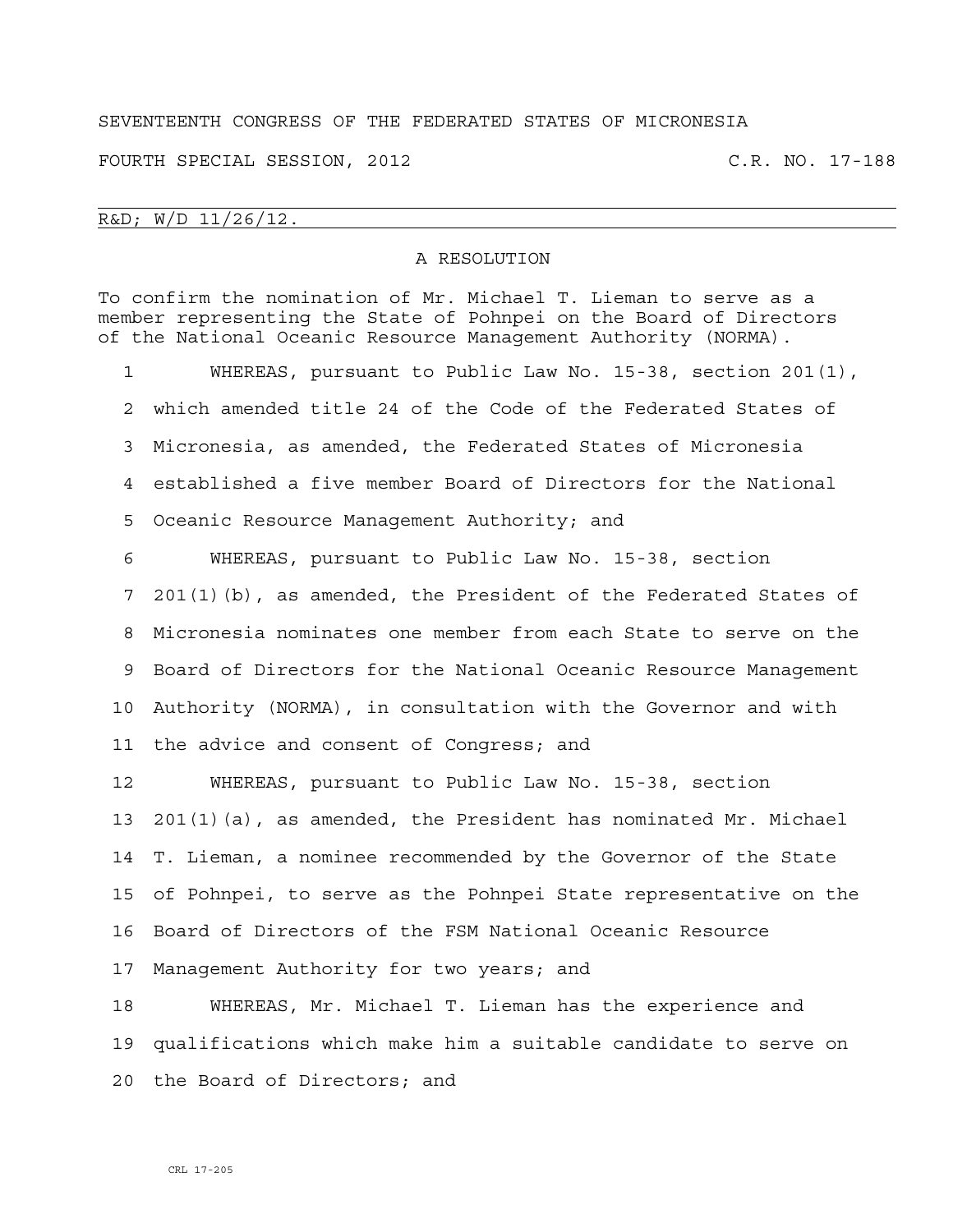SEVENTEENTH CONGRESS OF THE FEDERATED STATES OF MICRONESIA

FOURTH SPECIAL SESSION, 2012 C.R. NO. 17-188

R&D; W/D 11/26/12.

# A RESOLUTION

To confirm the nomination of Mr. Michael T. Lieman to serve as a member representing the State of Pohnpei on the Board of Directors of the National Oceanic Resource Management Authority (NORMA).

1 WHEREAS, pursuant to Public Law No. 15-38, section 201(1),
2 which amended title 24 of the Code of the Federated States of
3 Micronesia, as amended, the Federated States of Micronesia
4 established a five member Board of Directors for the National
5 Oceanic Resource Management Authority; and

6 WHEREAS, pursuant to Public Law No. 15-38, section
7 201(1)(b), as amended, the President of the Federated States of
8 Micronesia nominates one member from each State to serve on the
9 Board of Directors for the National Oceanic Resource Management
10 Authority (NORMA), in consultation with the Governor and with
11 the advice and consent of Congress; and

12 WHEREAS, pursuant to Public Law No. 15-38, section
13 201(1)(a), as amended, the President has nominated Mr. Michael
14 T. Lieman, a nominee recommended by the Governor of the State
15 of Pohnpei, to serve as the Pohnpei State representative on the
16 Board of Directors of the FSM National Oceanic Resource
17 Management Authority for two years; and

18 WHEREAS, Mr. Michael T. Lieman has the experience and
19 qualifications which make him a suitable candidate to serve on
20 the Board of Directors; and

CRL 17-205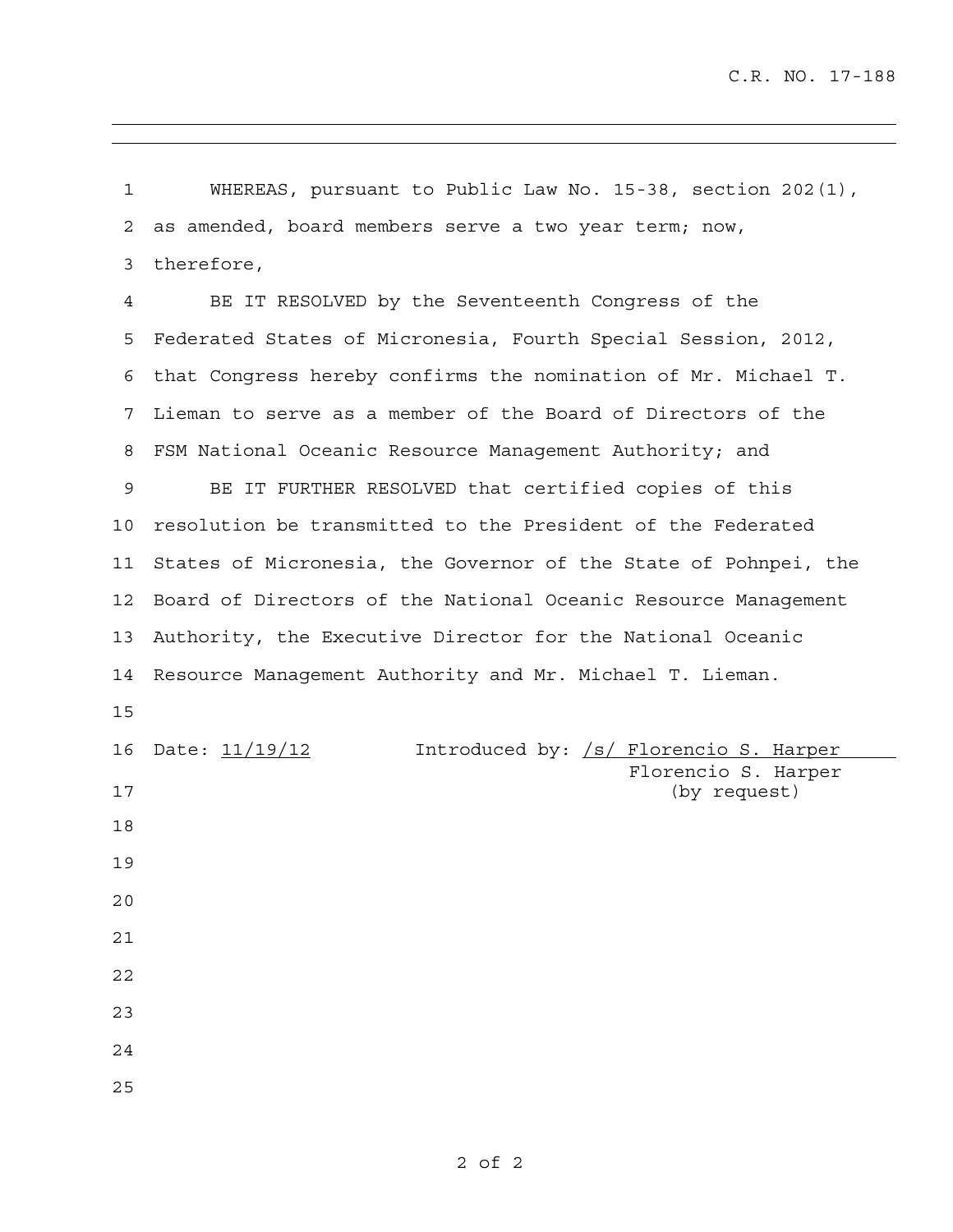WHEREAS, pursuant to Public Law No. 15-38, section 202(1), as amended, board members serve a two year term; now, therefore,

BE IT RESOLVED by the Seventeenth Congress of the Federated States of Micronesia, Fourth Special Session, 2012, that Congress hereby confirms the nomination of Mr. Michael T. Lieman to serve as a member of the Board of Directors of the FSM National Oceanic Resource Management Authority; and

BE IT FURTHER RESOLVED that certified copies of this resolution be transmitted to the President of the Federated States of Micronesia, the Governor of the State of Pohnpei, the Board of Directors of the National Oceanic Resource Management Authority, the Executive Director for the National Oceanic Resource Management Authority and Mr. Michael T. Lieman.

Date: 11/19/12

Introduced by: /s/ Florencio S. Harper
Florencio S. Harper
(by request)